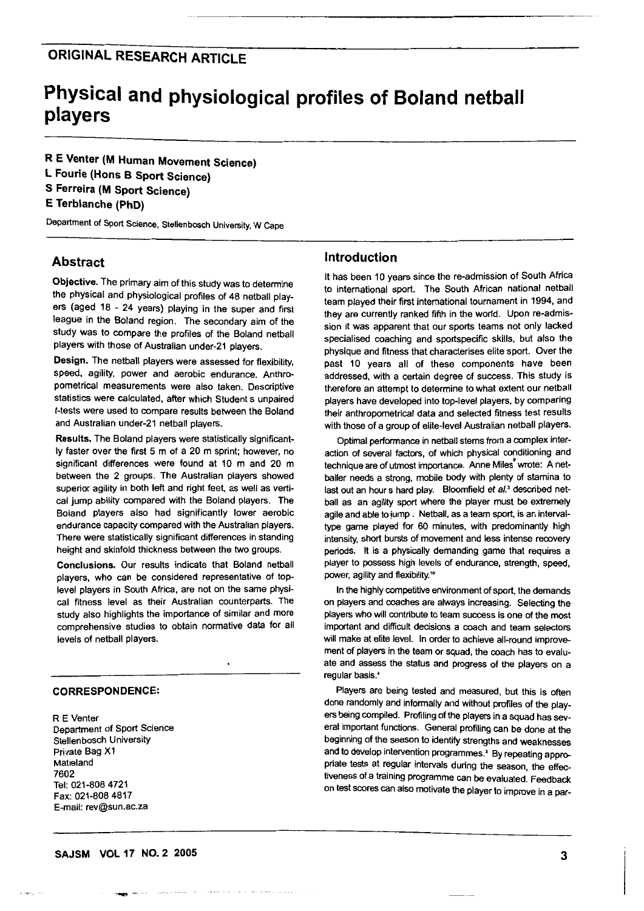## ORIGINAL RESEARCH ARTICLE

# Physical and physiological profiles of Boland netball players

**R E Venter (M Human Movement Science)**
**L Fourie (Hons B Sport Science)**
**S Ferreira (M Sport Science)**
**E Terblanche (PhD)**

Department of Sport Science, Stellenbosch University, W Cape

## Abstract

**Objective.** The primary aim of this study was to determine the physical and physiological profiles of 48 netball players (aged 18 - 24 years) playing in the super and first league in the Boland region. The secondary aim of the study was to compare the profiles of the Boland netball players with those of Australian under-21 players.

**Design.** The netball players were assessed for flexibility, speed, agility, power and aerobic endurance. Anthropometrical measurements were also taken. Descriptive statistics were calculated, after which Student s unpaired *t*-tests were used to compare results between the Boland and Australian under-21 netball players.

**Results.** The Boland players were statistically significantly faster over the first 5 m of a 20 m sprint; however, no significant differences were found at 10 m and 20 m between the 2 groups. The Australian players showed superior agility in both left and right feet, as well as vertical jump ability compared with the Boland players. The Boland players also had significantly lower aerobic endurance capacity compared with the Australian players. There were statistically significant differences in standing height and skinfold thickness between the two groups.

**Conclusions.** Our results indicate that Boland netball players, who can be considered representative of top-level players in South Africa, are not on the same physical fitness level as their Australian counterparts. The study also highlights the importance of similar and more comprehensive studies to obtain normative data for all levels of netball players.

### CORRESPONDENCE:

R E Venter
Department of Sport Science
Stellenbosch University
Private Bag X1
Matieland
7602
Tel: 021-808 4721
Fax: 021-808 4817
E-mail: rev@sun.ac.za

## Introduction

It has been 10 years since the re-admission of South Africa to international sport. The South African national netball team played their first international tournament in 1994, and they are currently ranked fifth in the world. Upon re-admission it was apparent that our sports teams not only lacked specialised coaching and sportspecific skills, but also the physique and fitness that characterises elite sport. Over the past 10 years all of these components have been addressed, with a certain degree of success. This study is therefore an attempt to determine to what extent our netball players have developed into top-level players, by comparing their anthropometrical data and selected fitness test results with those of a group of elite-level Australian netball players.

Optimal performance in netball stems from a complex interaction of several factors, of which physical conditioning and technique are of utmost importance. Anne Miles[9] wrote: A netballer needs a strong, mobile body with plenty of stamina to last out an hour s hard play. Bloomfield *et al.*[3] described netball as an agility sport where the player must be extremely agile and able to jump . Netball, as a team sport, is an interval-type game played for 60 minutes, with predominantly high intensity, short bursts of movement and less intense recovery periods. It is a physically demanding game that requires a player to possess high levels of endurance, strength, speed, power, agility and flexibility.[10]

In the highly competitive environment of sport, the demands on players and coaches are always increasing. Selecting the players who will contribute to team success is one of the most important and difficult decisions a coach and team selectors will make at elite level. In order to achieve all-round improvement of players in the team or squad, the coach has to evaluate and assess the status and progress of the players on a regular basis.[4]

Players are being tested and measured, but this is often done randomly and informally and without profiles of the players being compiled. Profiling of the players in a squad has several important functions. General profiling can be done at the beginning of the season to identify strengths and weaknesses and to develop intervention programmes.[3] By repeating appropriate tests at regular intervals during the season, the effectiveness of a training programme can be evaluated. Feedback on test scores can also motivate the player to improve in a par-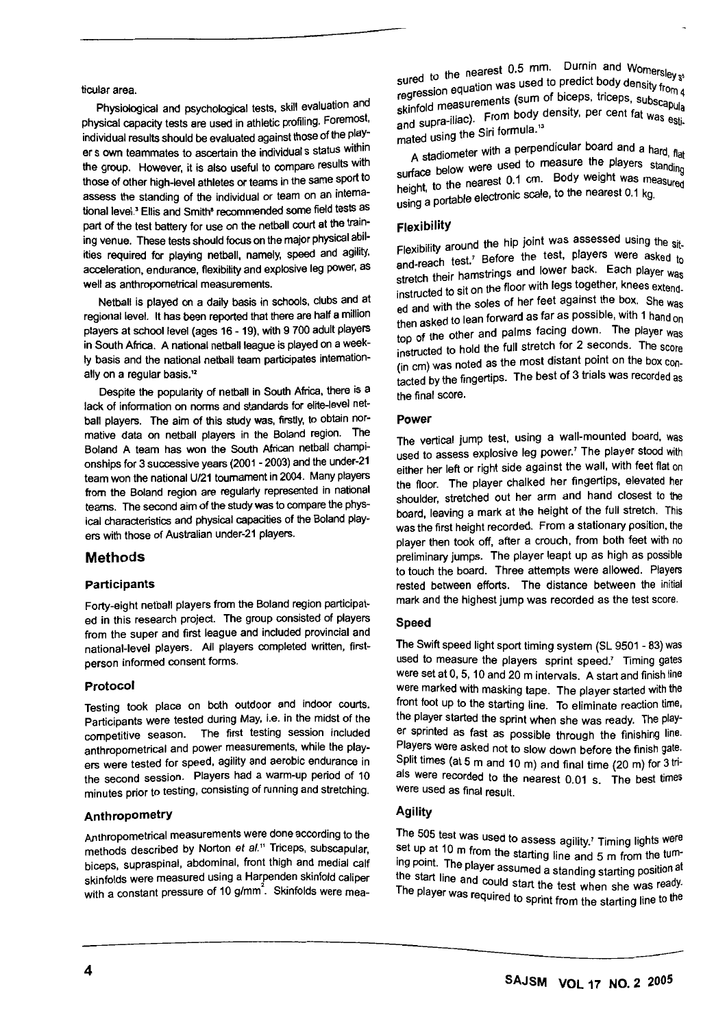ticular area.

Physiological and psychological tests, skill evaluation and physical capacity tests are used in athletic profiling. Foremost, individual results should be evaluated against those of the player s own teammates to ascertain the individual s status within the group. However, it is also useful to compare results with those of other high-level athletes or teams in the same sport to assess the standing of the individual or team on an international level.[3] Ellis and Smith[8] recommended some field tests as part of the test battery for use on the netball court at the training venue. These tests should focus on the major physical abilities required for playing netball, namely, speed and agility, acceleration, endurance, flexibility and explosive leg power, as well as anthropometrical measurements.

Netball is played on a daily basis in schools, clubs and at regional level. It has been reported that there are half a million players at school level (ages 16 - 19), with 9 700 adult players in South Africa. A national netball league is played on a weekly basis and the national netball team participates internationally on a regular basis.[12]

Despite the popularity of netball in South Africa, there is a lack of information on norms and standards for elite-level netball players. The aim of this study was, firstly, to obtain normative data on netball players in the Boland region. The Boland A team has won the South African netball championships for 3 successive years (2001 - 2003) and the under-21 team won the national U/21 tournament in 2004. Many players from the Boland region are regularly represented in national teams. The second aim of the study was to compare the physical characteristics and physical capacities of the Boland players with those of Australian under-21 players.

## Methods

### Participants

Forty-eight netball players from the Boland region participated in this research project. The group consisted of players from the super and first league and included provincial and national-level players. All players completed written, first-person informed consent forms.

### Protocol

Testing took place on both outdoor and indoor courts. Participants were tested during May, i.e. in the midst of the competitive season. The first testing session included anthropometrical and power measurements, while the players were tested for speed, agility and aerobic endurance in the second session. Players had a warm-up period of 10 minutes prior to testing, consisting of running and stretching.

### Anthropometry

Anthropometrical measurements were done according to the methods described by Norton *et al.*[11] Triceps, subscapular, biceps, supraspinal, abdominal, front thigh and medial calf skinfolds were measured using a Harpenden skinfold caliper with a constant pressure of 10 g/mm$^2$. Skinfolds were measured to the nearest 0.5 mm. Durnin and Womersley's[3] regression equation was used to predict body density from 4 skinfold measurements (sum of biceps, triceps, subscapula and supra-iliac). From body density, per cent fat was estimated using the Siri formula.[13]

A stadiometer with a perpendicular board and a hard, flat surface below were used to measure the players standing height, to the nearest 0.1 cm. Body weight was measured using a portable electronic scale, to the nearest 0.1 kg.

### Flexibility

Flexibility around the hip joint was assessed using the sit-and-reach test.[7] Before the test, players were asked to stretch their hamstrings and lower back. Each player was instructed to sit on the floor with legs together, knees extended and with the soles of her feet against the box. She was then asked to lean forward as far as possible, with 1 hand on top of the other and palms facing down. The player was instructed to hold the full stretch for 2 seconds. The score (in cm) was noted as the most distant point on the box contacted by the fingertips. The best of 3 trials was recorded as the final score.

### Power

The vertical jump test, using a wall-mounted board, was used to assess explosive leg power.[7] The player stood with either her left or right side against the wall, with feet flat on the floor. The player chalked her fingertips, elevated her shoulder, stretched out her arm and hand closest to the board, leaving a mark at the height of the full stretch. This was the first height recorded. From a stationary position, the player then took off, after a crouch, from both feet with no preliminary jumps. The player leapt up as high as possible to touch the board. Three attempts were allowed. Players rested between efforts. The distance between the initial mark and the highest jump was recorded as the test score.

### Speed

The Swift speed light sport timing system (SL 9501 - 83) was used to measure the players sprint speed.[7] Timing gates were set at 0, 5, 10 and 20 m intervals. A start and finish line were marked with masking tape. The player started with the front foot up to the starting line. To eliminate reaction time, the player started the sprint when she was ready. The player sprinted as fast as possible through the finishing line. Players were asked not to slow down before the finish gate. Split times (at 5 m and 10 m) and final time (20 m) for 3 trials were recorded to the nearest 0.01 s. The best times were used as final result.

### Agility

The 505 test was used to assess agility.[7] Timing lights were set up at 10 m from the starting line and 5 m from the turning point. The player assumed a standing starting position at the start line and could start the test when she was ready. The player was required to sprint from the starting line to the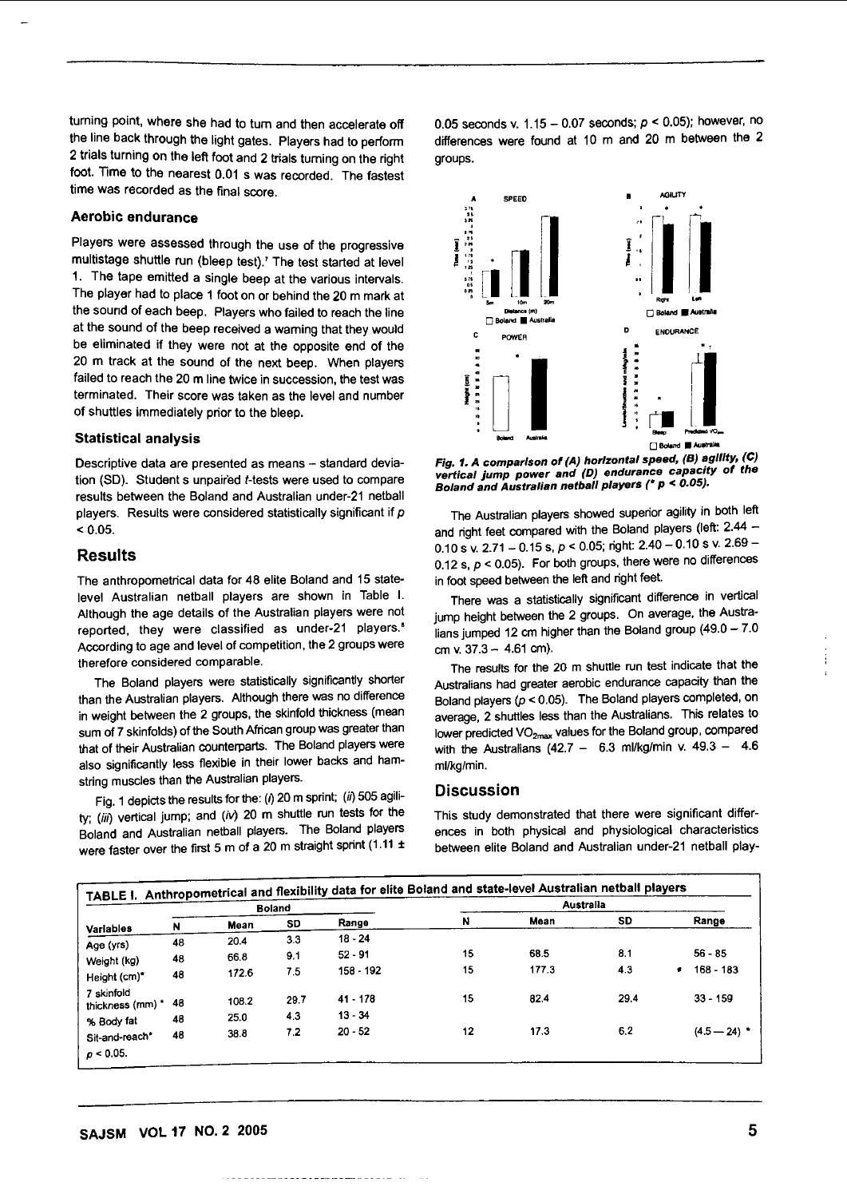turning point, where she had to turn and then accelerate off the line back through the light gates. Players had to perform 2 trials turning on the left foot and 2 trials turning on the right foot. Time to the nearest 0.01 s was recorded. The fastest time was recorded as the final score.

### Aerobic endurance

Players were assessed through the use of the progressive multistage shuttle run (bleep test).[7] The test started at level 1. The tape emitted a single beep at the various intervals. The player had to place 1 foot on or behind the 20 m mark at the sound of each beep. Players who failed to reach the line at the sound of the beep received a warning that they would be eliminated if they were not at the opposite end of the 20 m track at the sound of the next beep. When players failed to reach the 20 m line twice in succession, the test was terminated. Their score was taken as the level and number of shuttles immediately prior to the bleep.

### Statistical analysis

Descriptive data are presented as means – standard deviation (SD). Student s unpaired *t*-tests were used to compare results between the Boland and Australian under-21 netball players. Results were considered statistically significant if $p < 0.05$.

## Results

The anthropometrical data for 48 elite Boland and 15 state-level Australian netball players are shown in Table I. Although the age details of the Australian players were not reported, they were classified as under-21 players.[5] According to age and level of competition, the 2 groups were therefore considered comparable.

The Boland players were statistically significantly shorter than the Australian players. Although there was no difference in weight between the 2 groups, the skinfold thickness (mean sum of 7 skinfolds) of the South African group was greater than that of their Australian counterparts. The Boland players were also significantly less flexible in their lower backs and hamstring muscles than the Australian players.

Fig. 1 depicts the results for the: (*i*) 20 m sprint; (*ii*) 505 agility; (*iii*) vertical jump; and (*iv*) 20 m shuttle run tests for the Boland and Australian netball players. The Boland players were faster over the first 5 m of a 20 m straight sprint (1.11 ± 0.05 seconds v. 1.15 – 0.07 seconds; $p < 0.05$); however, no differences were found at 10 m and 20 m between the 2 groups.

***Fig. 1. A comparison of (A) horizontal speed, (B) agility, (C) vertical jump power and (D) endurance capacity of the Boland and Australian netball players (\* $p < 0.05$).***

The Australian players showed superior agility in both left and right feet compared with the Boland players (left: 2.44 – 0.10 s v. 2.71 – 0.15 s, $p < 0.05$; right: 2.40 – 0.10 s v. 2.69 – 0.12 s, $p < 0.05$). For both groups, there were no differences in foot speed between the left and right feet.

There was a statistically significant difference in vertical jump height between the 2 groups. On average, the Australians jumped 12 cm higher than the Boland group (49.0 – 7.0 cm v. 37.3 – 4.61 cm).

The results for the 20 m shuttle run test indicate that the Australians had greater aerobic endurance capacity than the Boland players ($p < 0.05$). The Boland players completed, on average, 2 shuttles less than the Australians. This relates to lower predicted $VO_{2max}$ values for the Boland group, compared with the Australians (42.7 – 6.3 ml/kg/min v. 49.3 – 4.6 ml/kg/min.

## Discussion

This study demonstrated that there were significant differences in both physical and physiological characteristics between elite Boland and Australian under-21 netball play-

**TABLE I. Anthropometrical and flexibility data for elite Boland and state-level Australian netball players**

| | Boland | | | | Australia | | | |
|---|---|---|---|---|---|---|---|---|
| Variables | N | Mean | SD | Range | N | Mean | SD | Range |
| Age (yrs) | 48 | 20.4 | 3.3 | 18 - 24 | | | | |
| Weight (kg) | 48 | 66.8 | 9.1 | 52 - 91 | 15 | 68.5 | 8.1 | 56 - 85 |
| Height (cm)* | 48 | 172.6 | 7.5 | 158 - 192 | 15 | 177.3 | 4.3 | * 168 - 183 |
| 7 skinfold thickness (mm) * | 48 | 108.2 | 29.7 | 41 - 178 | 15 | 82.4 | 29.4 | 33 - 159 |
| % Body fat | 48 | 25.0 | 4.3 | 13 - 34 | | | | |
| Sit-and-reach* | 48 | 38.8 | 7.2 | 20 - 52 | 12 | 17.3 | 6.2 | (4.5 — 24) * |

$p < 0.05$.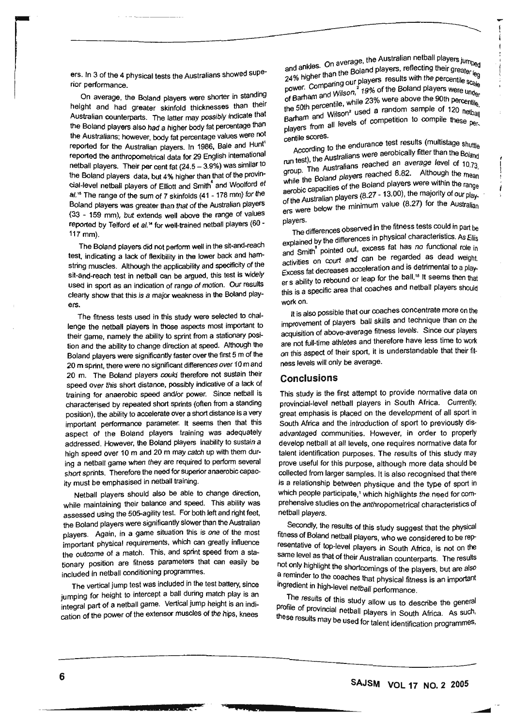ers. In 3 of the 4 physical tests the Australians showed superior performance.

On average, the Boland players were shorter in standing height and had greater skinfold thicknesses than their Australian counterparts. The latter may possibly indicate that the Boland players also had a higher body fat percentage than the Australians; however, body fat percentage values were not reported for the Australian players. In 1986, Bale and Hunt[1] reported the anthropometrical data for 29 English international netball players. Their per cent fat (24.5 – 3.9%) was similar to the Boland players data, but 4% higher than that of the provincial-level netball players of Elliott and Smith[6] and Woolford *et al.*[15] The range of the sum of 7 skinfolds (41 - 178 mm) for the Boland players was greater than that of the Australian players (33 - 159 mm), but extends well above the range of values reported by Telford *et al.*[14] for well-trained netball players (60 - 117 mm).

The Boland players did not perform well in the sit-and-reach test, indicating a lack of flexibility in the lower back and hamstring muscles. Although the applicability and specificity of the sit-and-reach test in netball can be argued, this test is widely used in sport as an indication of range of motion. Our results clearly show that this is a major weakness in the Boland players.

The fitness tests used in this study were selected to challenge the netball players in those aspects most important to their game, namely the ability to sprint from a stationary position and the ability to change direction at speed. Although the Boland players were significantly faster over the first 5 m of the 20 m sprint, there were no significant differences over 10 m and 20 m. The Boland players could therefore not sustain their speed over this short distance, possibly indicative of a lack of training for anaerobic speed and/or power. Since netball is characterised by repeated short sprints (often from a standing position), the ability to accelerate over a short distance is a very important performance parameter. It seems then that this aspect of the Boland players training was adequately addressed. However, the Boland players inability to sustain a high speed over 10 m and 20 m may catch up with them during a netball game when they are required to perform several short sprints. Therefore the need for superior anaerobic capacity must be emphasised in netball training.

Netball players should also be able to change direction, while maintaining their balance and speed. This ability was assessed using the 505-agility test. For both left and right feet, the Boland players were significantly slower than the Australian players. Again, in a game situation this is one of the most important physical requirements, which can greatly influence the outcome of a match. This, and sprint speed from a stationary position are fitness parameters that can easily be included in netball conditioning programmes.

The vertical jump test was included in the test battery, since jumping for height to intercept a ball during match play is an integral part of a netball game. Vertical jump height is an indication of the power of the extensor muscles of the hips, knees and ankles. On average, the Australian netball players jumped 24% higher than the Boland players, reflecting their greater leg power. Comparing our players results with the percentile scale of Barham and Wilson,[2] 19% of the Boland players were under the 50th percentile, while 23% were above the 90th percentile. Barham and Wilson[2] used a random sample of 120 netball players from all levels of competition to compile these percentile scores.

According to the endurance test results (multistage shuttle run test), the Australians were aerobically fitter than the Boland group. The Australians reached an average level of 10.73, while the Boland players reached 8.82. Although the mean aerobic capacities of the Boland players were within the range of the Australian players (8.27 - 13.00), the majority of our players were below the minimum value (8.27) for the Australian players.

The differences observed in the fitness tests could in part be explained by the differences in physical characteristics. As Ellis and Smith[8] pointed out, excess fat has no functional role in activities on court and can be regarded as dead weight. Excess fat decreases acceleration and is detrimental to a player s ability to rebound or leap for the ball.[15] It seems then that this is a specific area that coaches and netball players should work on.

It is also possible that our coaches concentrate more on the improvement of players ball skills and technique than on the acquisition of above-average fitness levels. Since our players are not full-time athletes and therefore have less time to work on this aspect of their sport, it is understandable that their fitness levels will only be average.

## Conclusions

This study is the first attempt to provide normative data on provincial-level netball players in South Africa. Currently, great emphasis is placed on the development of all sport in South Africa and the introduction of sport to previously disadvantaged communities. However, in order to properly develop netball at all levels, one requires normative data for talent identification purposes. The results of this study may prove useful for this purpose, although more data should be collected from larger samples. It is also recognised that there is a relationship between physique and the type of sport in which people participate,[1] which highlights the need for comprehensive studies on the anthropometrical characteristics of netball players.

Secondly, the results of this study suggest that the physical fitness of Boland netball players, who we considered to be representative of top-level players in South Africa, is not on the same level as that of their Australian counterparts. The results not only highlight the shortcomings of the players, but are also a reminder to the coaches that physical fitness is an important ingredient in high-level netball performance.

The results of this study allow us to describe the general profile of provincial netball players in South Africa. As such, these results may be used for talent identification programmes,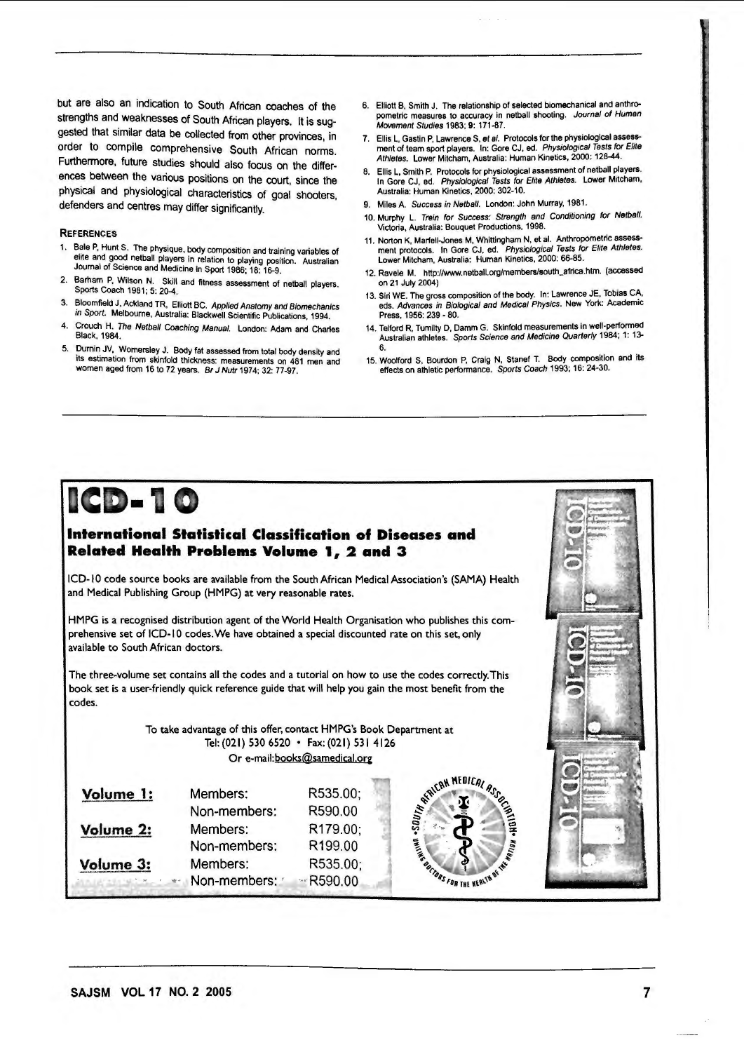but are also an indication to South African coaches of the strengths and weaknesses of South African players. It is suggested that similar data be collected from other provinces, in order to compile comprehensive South African norms. Furthermore, future studies should also focus on the differences between the various positions on the court, since the physical and physiological characteristics of goal shooters, defenders and centres may differ significantly.

## References

1. Bale P, Hunt S. The physique, body composition and training variables of elite and good netball players in relation to playing position. Australian Journal of Science and Medicine in Sport 1986; 18: 16-9.
2. Barham P, Wilson N. Skill and fitness assessment of netball players. Sports Coach 1981; 5: 20-4.
3. Bloomfield J, Ackland TR, Elliott BC. *Applied Anatomy and Biomechanics in Sport.* Melbourne, Australia: Blackwell Scientific Publications, 1994.
4. Crouch H. *The Netball Coaching Manual.* London: Adam and Charles Black, 1984.
5. Durnin JV, Womersley J. Body fat assessed from total body density and its estimation from skinfold thickness: measurements on 481 men and women aged from 16 to 72 years. *Br J Nutr* 1974; 32: 77-97.
6. Elliott B, Smith J. The relationship of selected biomechanical and anthropometric measures to accuracy in netball shooting. *Journal of Human Movement Studies* 1983; 9: 171-87.
7. Ellis L, Gastin P, Lawrence S, *et al.* Protocols for the physiological assessment of team sport players. In: Gore CJ, ed. *Physiological Tests for Elite Athletes.* Lower Mitcham, Australia: Human Kinetics, 2000: 128-44.
8. Ellis L, Smith P. Protocols for physiological assessment of netball players. In Gore CJ, ed. *Physiological Tests for Elite Athletes.* Lower Mitcham, Australia: Human Kinetics, 2000: 302-10.
9. Miles A. *Success in Netball.* London: John Murray, 1981.
10. Murphy L. *Train for Success: Strength and Conditioning for Netball.* Victoria, Australia: Bouquet Productions, 1998.
11. Norton K, Marfell-Jones M, Whittingham N, et al. Anthropometric assessment protocols. In Gore CJ, ed. *Physiological Tests for Elite Athletes.* Lower Mitcham, Australia: Human Kinetics, 2000: 66-85.
12. Ravele M. http://www.netball.org/members/south_africa.htm. (accessed on 21 July 2004)
13. Siri WE. The gross composition of the body. In: Lawrence JE, Tobias CA, eds. *Advances in Biological and Medical Physics.* New York: Academic Press, 1956: 239 - 80.
14. Telford R, Tumilty D, Damm G. Skinfold measurements in well-performed Australian athletes. *Sports Science and Medicine Quarterly* 1984; 1: 13-6.
15. Woolford S, Bourdon P, Craig N, Stanef T. Body composition and its effects on athletic performance. *Sports Coach* 1993; 16: 24-30.

---

# ICD-10

## International Statistical Classification of Diseases and Related Health Problems Volume 1, 2 and 3

ICD-10 code source books are available from the South African Medical Association's (SAMA) Health and Medical Publishing Group (HMPG) at very reasonable rates.

HMPG is a recognised distribution agent of the World Health Organisation who publishes this comprehensive set of ICD-10 codes. We have obtained a special discounted rate on this set, only available to South African doctors.

The three-volume set contains all the codes and a tutorial on how to use the codes correctly. This book set is a user-friendly quick reference guide that will help you gain the most benefit from the codes.

To take advantage of this offer, contact HMPG's Book Department at
Tel: (021) 530 6520 • Fax: (021) 531 4126
Or e-mail: books@samedical.org

| | | |
|---|---|---|
| **Volume 1:** | Members: | R535.00; |
| | Non-members: | R590.00 |
| **Volume 2:** | Members: | R179.00; |
| | Non-members: | R199.00 |
| **Volume 3:** | Members: | R535.00; |
| | Non-members: | R590.00 |